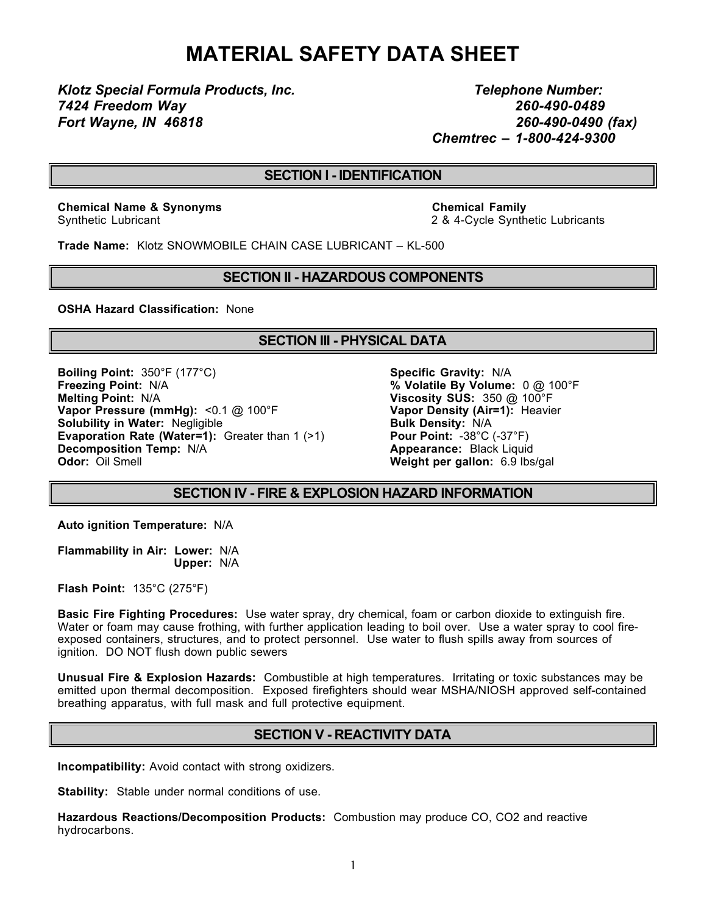# MATERIAL SAFETY DATA SHEET

***Klotz Special Formula Products, Inc.***
***7424 Freedom Way***
***Fort Wayne, IN 46818***

***Telephone Number:***
***260-490-0489***
***260-490-0490 (fax)***
***Chemtrec – 1-800-424-9300***

## SECTION I - IDENTIFICATION

**Chemical Name & Synonyms**
Synthetic Lubricant

**Chemical Family**
2 & 4-Cycle Synthetic Lubricants

**Trade Name:** Klotz SNOWMOBILE CHAIN CASE LUBRICANT – KL-500

## SECTION II - HAZARDOUS COMPONENTS

**OSHA Hazard Classification:** None

## SECTION III - PHYSICAL DATA

**Boiling Point:** 350°F (177°C)
**Freezing Point:** N/A
**Melting Point:** N/A
**Vapor Pressure (mmHg):** <0.1 @ 100°F
**Solubility in Water:** Negligible
**Evaporation Rate (Water=1):** Greater than 1 (>1)
**Decomposition Temp:** N/A
**Odor:** Oil Smell

**Specific Gravity:** N/A
**% Volatile By Volume:** 0 @ 100°F
**Viscosity SUS:** 350 @ 100°F
**Vapor Density (Air=1):** Heavier
**Bulk Density:** N/A
**Pour Point:** -38°C (-37°F)
**Appearance:** Black Liquid
**Weight per gallon:** 6.9 lbs/gal

## SECTION IV - FIRE & EXPLOSION HAZARD INFORMATION

**Auto ignition Temperature:** N/A

**Flammability in Air: Lower:** N/A
**Upper:** N/A

**Flash Point:** 135°C (275°F)

**Basic Fire Fighting Procedures:** Use water spray, dry chemical, foam or carbon dioxide to extinguish fire. Water or foam may cause frothing, with further application leading to boil over. Use a water spray to cool fire-exposed containers, structures, and to protect personnel. Use water to flush spills away from sources of ignition. DO NOT flush down public sewers

**Unusual Fire & Explosion Hazards:** Combustible at high temperatures. Irritating or toxic substances may be emitted upon thermal decomposition. Exposed firefighters should wear MSHA/NIOSH approved self-contained breathing apparatus, with full mask and full protective equipment.

## SECTION V - REACTIVITY DATA

**Incompatibility:** Avoid contact with strong oxidizers.

**Stability:** Stable under normal conditions of use.

**Hazardous Reactions/Decomposition Products:** Combustion may produce CO, $CO_2$ and reactive hydrocarbons.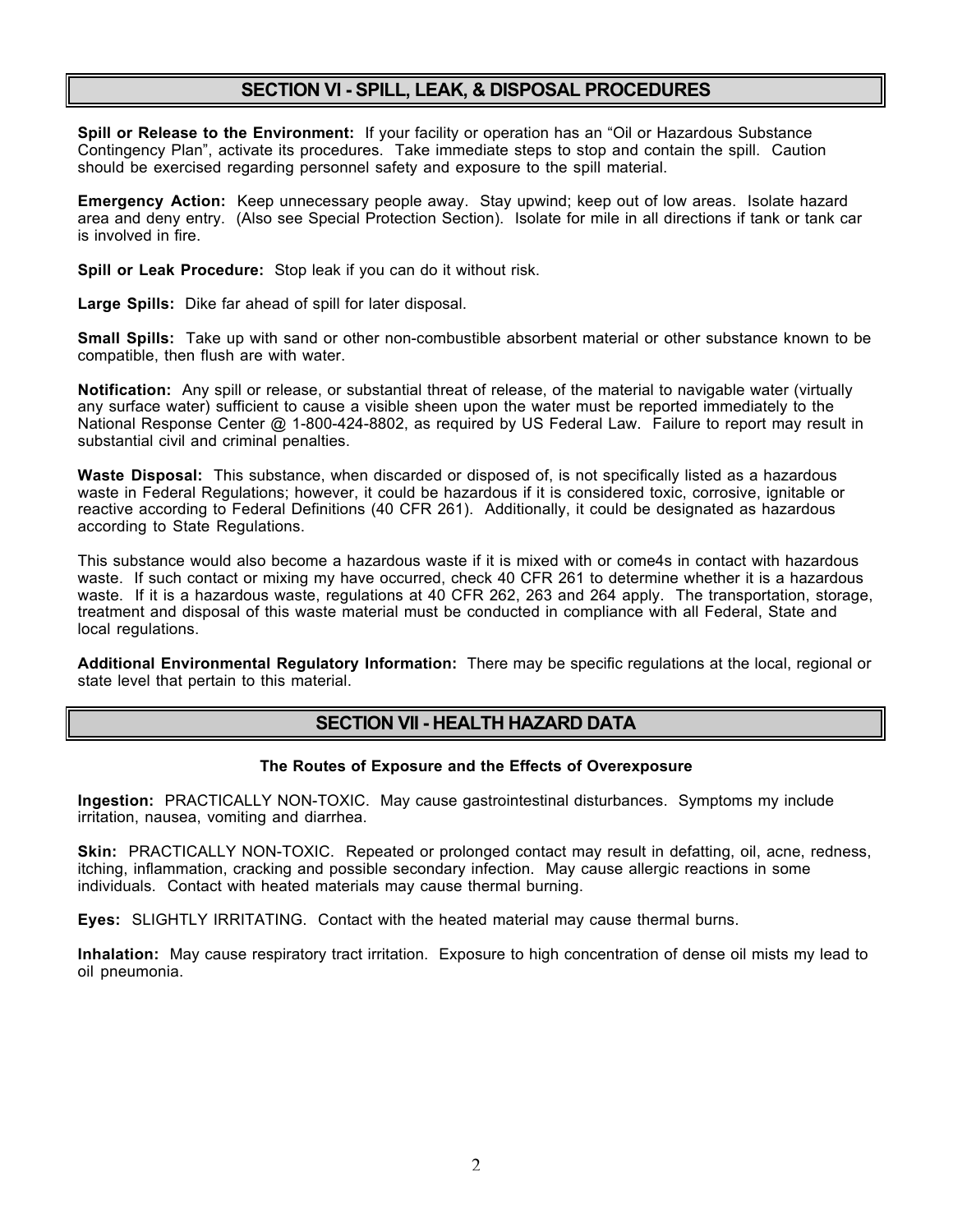## SECTION VI - SPILL, LEAK, & DISPOSAL PROCEDURES

**Spill or Release to the Environment:** If your facility or operation has an "Oil or Hazardous Substance Contingency Plan", activate its procedures. Take immediate steps to stop and contain the spill. Caution should be exercised regarding personnel safety and exposure to the spill material.

**Emergency Action:** Keep unnecessary people away. Stay upwind; keep out of low areas. Isolate hazard area and deny entry. (Also see Special Protection Section). Isolate for mile in all directions if tank or tank car is involved in fire.

**Spill or Leak Procedure:** Stop leak if you can do it without risk.

**Large Spills:** Dike far ahead of spill for later disposal.

**Small Spills:** Take up with sand or other non-combustible absorbent material or other substance known to be compatible, then flush are with water.

**Notification:** Any spill or release, or substantial threat of release, of the material to navigable water (virtually any surface water) sufficient to cause a visible sheen upon the water must be reported immediately to the National Response Center @ 1-800-424-8802, as required by US Federal Law. Failure to report may result in substantial civil and criminal penalties.

**Waste Disposal:** This substance, when discarded or disposed of, is not specifically listed as a hazardous waste in Federal Regulations; however, it could be hazardous if it is considered toxic, corrosive, ignitable or reactive according to Federal Definitions (40 CFR 261). Additionally, it could be designated as hazardous according to State Regulations.

This substance would also become a hazardous waste if it is mixed with or come4s in contact with hazardous waste. If such contact or mixing my have occurred, check 40 CFR 261 to determine whether it is a hazardous waste. If it is a hazardous waste, regulations at 40 CFR 262, 263 and 264 apply. The transportation, storage, treatment and disposal of this waste material must be conducted in compliance with all Federal, State and local regulations.

**Additional Environmental Regulatory Information:** There may be specific regulations at the local, regional or state level that pertain to this material.

## SECTION VII - HEALTH HAZARD DATA

**The Routes of Exposure and the Effects of Overexposure**

**Ingestion:** PRACTICALLY NON-TOXIC. May cause gastrointestinal disturbances. Symptoms my include irritation, nausea, vomiting and diarrhea.

**Skin:** PRACTICALLY NON-TOXIC. Repeated or prolonged contact may result in defatting, oil, acne, redness, itching, inflammation, cracking and possible secondary infection. May cause allergic reactions in some individuals. Contact with heated materials may cause thermal burning.

**Eyes:** SLIGHTLY IRRITATING. Contact with the heated material may cause thermal burns.

**Inhalation:** May cause respiratory tract irritation. Exposure to high concentration of dense oil mists my lead to oil pneumonia.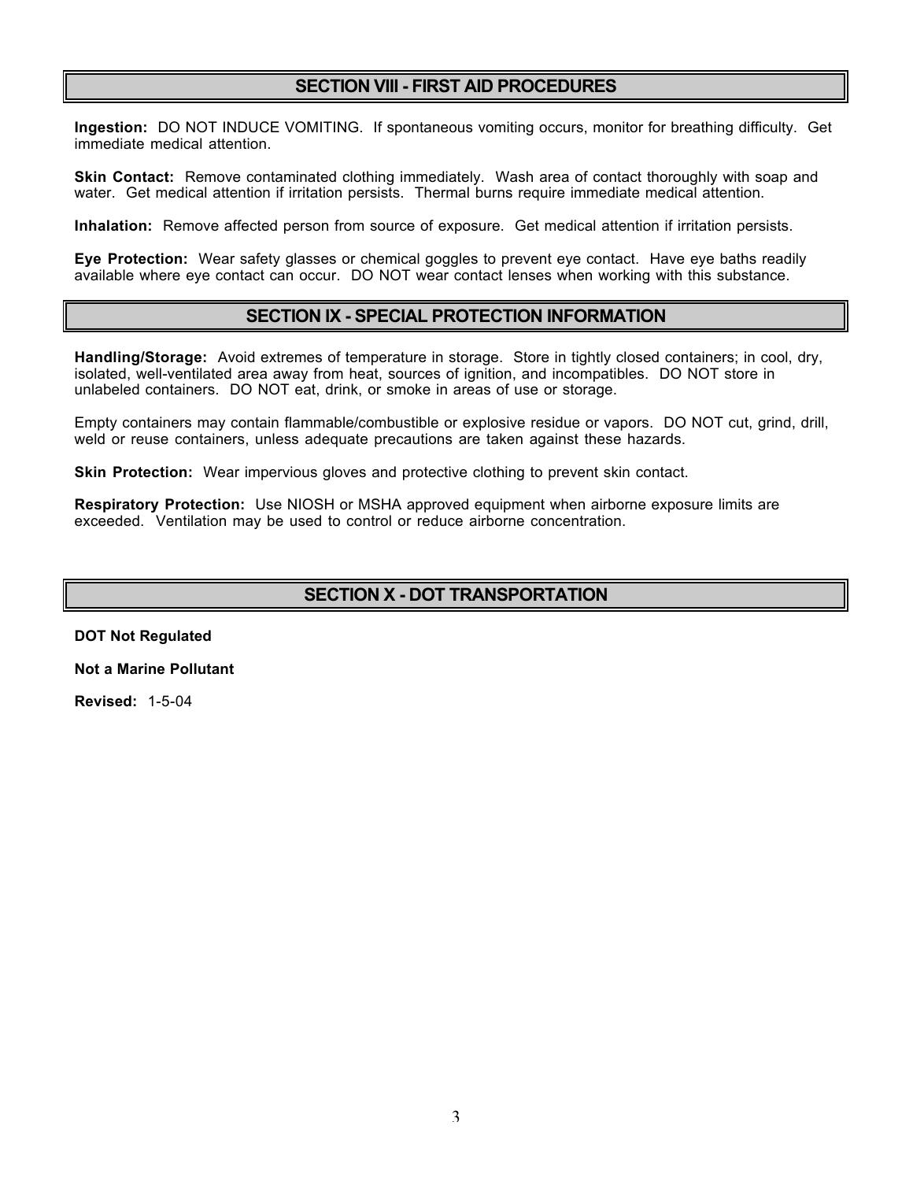## SECTION VIII - FIRST AID PROCEDURES

**Ingestion:** DO NOT INDUCE VOMITING. If spontaneous vomiting occurs, monitor for breathing difficulty. Get immediate medical attention.

**Skin Contact:** Remove contaminated clothing immediately. Wash area of contact thoroughly with soap and water. Get medical attention if irritation persists. Thermal burns require immediate medical attention.

**Inhalation:** Remove affected person from source of exposure. Get medical attention if irritation persists.

**Eye Protection:** Wear safety glasses or chemical goggles to prevent eye contact. Have eye baths readily available where eye contact can occur. DO NOT wear contact lenses when working with this substance.

## SECTION IX - SPECIAL PROTECTION INFORMATION

**Handling/Storage:** Avoid extremes of temperature in storage. Store in tightly closed containers; in cool, dry, isolated, well-ventilated area away from heat, sources of ignition, and incompatibles. DO NOT store in unlabeled containers. DO NOT eat, drink, or smoke in areas of use or storage.

Empty containers may contain flammable/combustible or explosive residue or vapors. DO NOT cut, grind, drill, weld or reuse containers, unless adequate precautions are taken against these hazards.

**Skin Protection:** Wear impervious gloves and protective clothing to prevent skin contact.

**Respiratory Protection:** Use NIOSH or MSHA approved equipment when airborne exposure limits are exceeded. Ventilation may be used to control or reduce airborne concentration.

## SECTION X - DOT TRANSPORTATION

**DOT Not Regulated**

**Not a Marine Pollutant**

**Revised:** 1-5-04